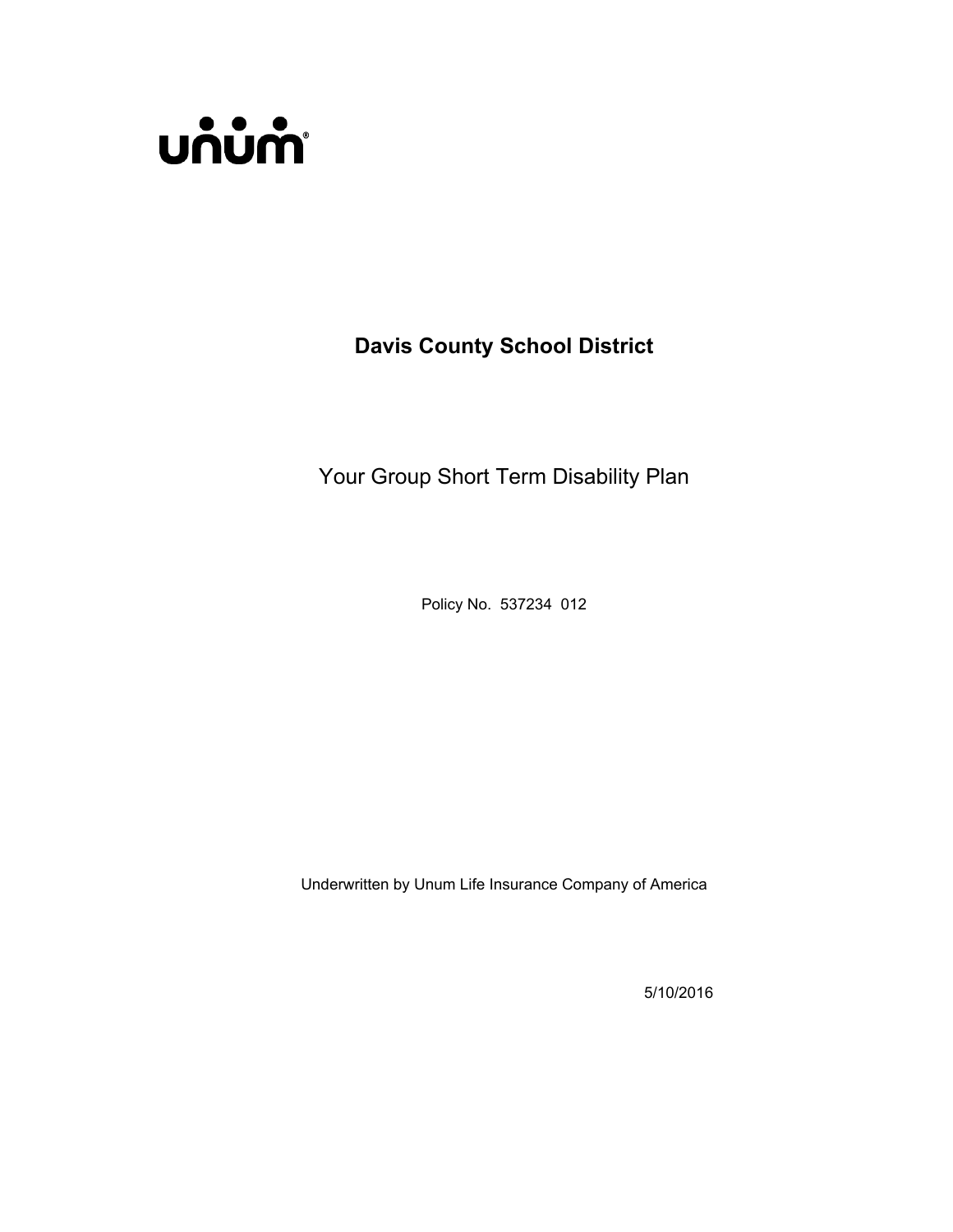unum®

# Davis County School District

## Your Group Short Term Disability Plan

Policy No. 537234 012

Underwritten by Unum Life Insurance Company of America

5/10/2016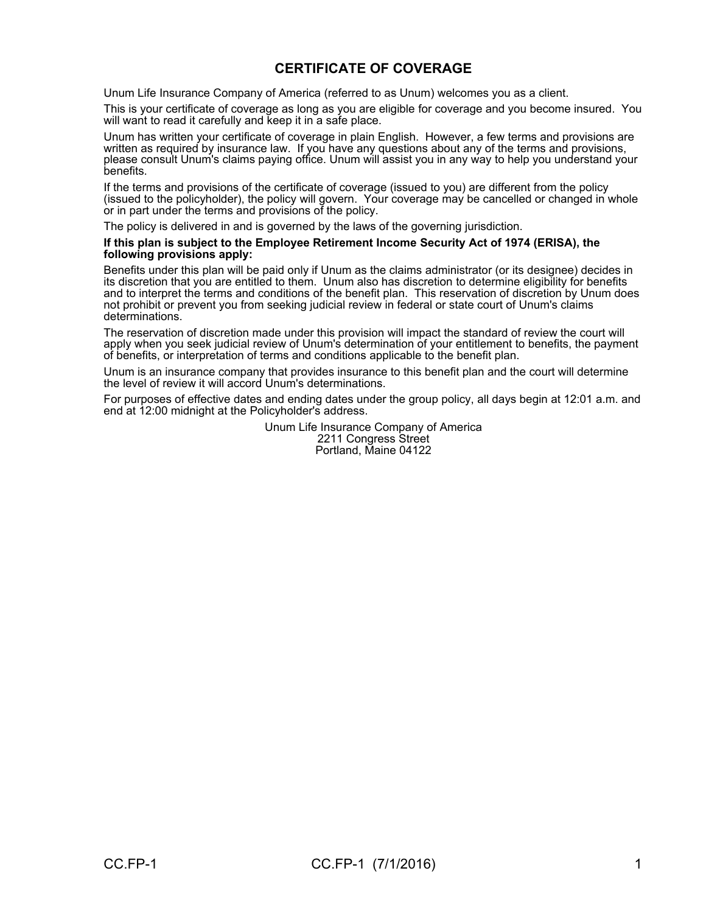# CERTIFICATE OF COVERAGE

Unum Life Insurance Company of America (referred to as Unum) welcomes you as a client.

This is your certificate of coverage as long as you are eligible for coverage and you become insured. You will want to read it carefully and keep it in a safe place.

Unum has written your certificate of coverage in plain English. However, a few terms and provisions are written as required by insurance law. If you have any questions about any of the terms and provisions, please consult Unum's claims paying office. Unum will assist you in any way to help you understand your benefits.

If the terms and provisions of the certificate of coverage (issued to you) are different from the policy (issued to the policyholder), the policy will govern. Your coverage may be cancelled or changed in whole or in part under the terms and provisions of the policy.

The policy is delivered in and is governed by the laws of the governing jurisdiction.

**If this plan is subject to the Employee Retirement Income Security Act of 1974 (ERISA), the following provisions apply:**

Benefits under this plan will be paid only if Unum as the claims administrator (or its designee) decides in its discretion that you are entitled to them. Unum also has discretion to determine eligibility for benefits and to interpret the terms and conditions of the benefit plan. This reservation of discretion by Unum does not prohibit or prevent you from seeking judicial review in federal or state court of Unum's claims determinations.

The reservation of discretion made under this provision will impact the standard of review the court will apply when you seek judicial review of Unum's determination of your entitlement to benefits, the payment of benefits, or interpretation of terms and conditions applicable to the benefit plan.

Unum is an insurance company that provides insurance to this benefit plan and the court will determine the level of review it will accord Unum's determinations.

For purposes of effective dates and ending dates under the group policy, all days begin at 12:01 a.m. and end at 12:00 midnight at the Policyholder's address.

Unum Life Insurance Company of America
2211 Congress Street
Portland, Maine 04122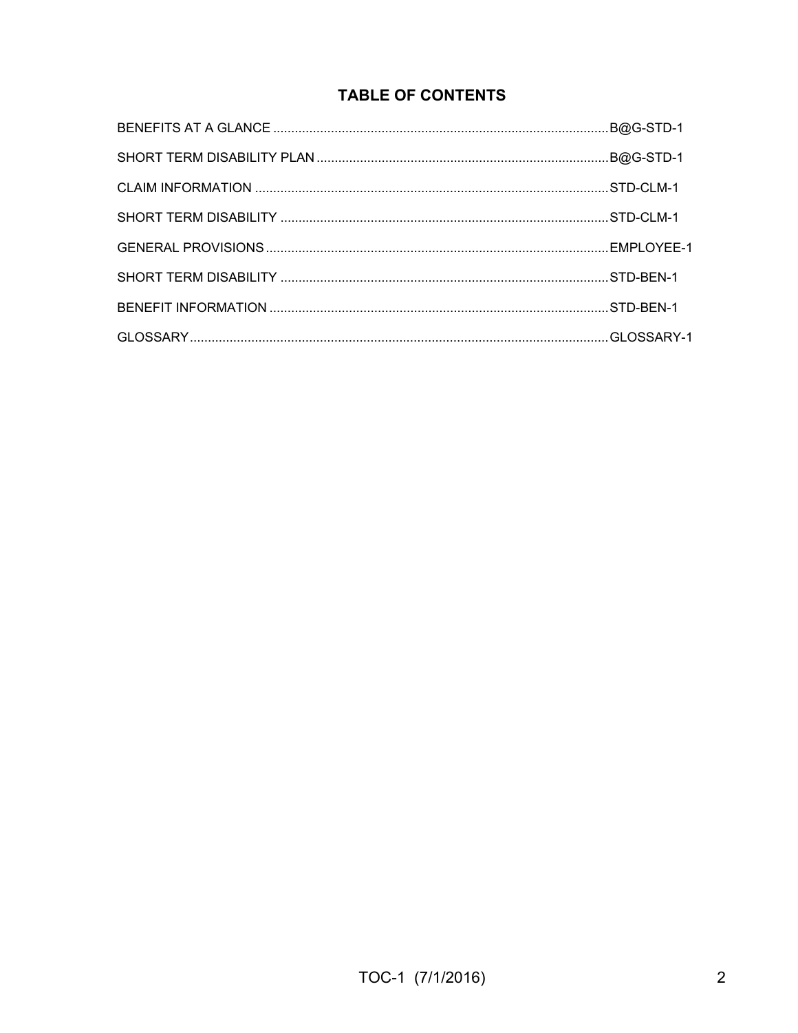# TABLE OF CONTENTS

| | |
|---|---|
| BENEFITS AT A GLANCE | B@G-STD-1 |
| SHORT TERM DISABILITY PLAN | B@G-STD-1 |
| CLAIM INFORMATION | STD-CLM-1 |
| SHORT TERM DISABILITY | STD-CLM-1 |
| GENERAL PROVISIONS | EMPLOYEE-1 |
| SHORT TERM DISABILITY | STD-BEN-1 |
| BENEFIT INFORMATION | STD-BEN-1 |
| GLOSSARY | GLOSSARY-1 |

TOC-1 (7/1/2016)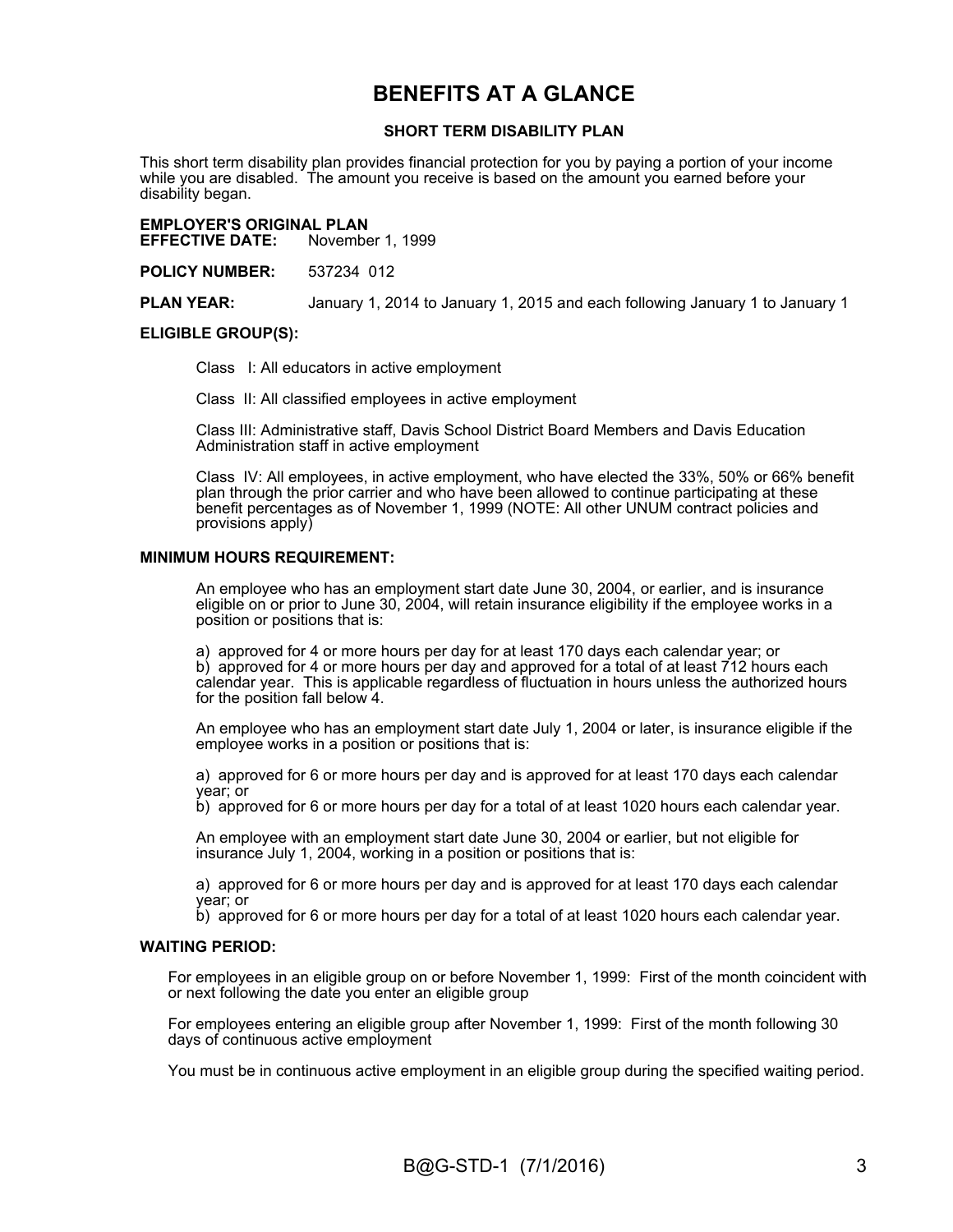# BENEFITS AT A GLANCE

## SHORT TERM DISABILITY PLAN

This short term disability plan provides financial protection for you by paying a portion of your income while you are disabled. The amount you receive is based on the amount you earned before your disability began.

**EMPLOYER'S ORIGINAL PLAN**
**EFFECTIVE DATE:** November 1, 1999

**POLICY NUMBER:** 537234 012

**PLAN YEAR:** January 1, 2014 to January 1, 2015 and each following January 1 to January 1

**ELIGIBLE GROUP(S):**

Class I: All educators in active employment

Class II: All classified employees in active employment

Class III: Administrative staff, Davis School District Board Members and Davis Education Administration staff in active employment

Class IV: All employees, in active employment, who have elected the 33%, 50% or 66% benefit plan through the prior carrier and who have been allowed to continue participating at these benefit percentages as of November 1, 1999 (NOTE: All other UNUM contract policies and provisions apply)

**MINIMUM HOURS REQUIREMENT:**

An employee who has an employment start date June 30, 2004, or earlier, and is insurance eligible on or prior to June 30, 2004, will retain insurance eligibility if the employee works in a position or positions that is:

a) approved for 4 or more hours per day for at least 170 days each calendar year; or
b) approved for 4 or more hours per day and approved for a total of at least 712 hours each calendar year. This is applicable regardless of fluctuation in hours unless the authorized hours for the position fall below 4.

An employee who has an employment start date July 1, 2004 or later, is insurance eligible if the employee works in a position or positions that is:

a) approved for 6 or more hours per day and is approved for at least 170 days each calendar year; or
b) approved for 6 or more hours per day for a total of at least 1020 hours each calendar year.

An employee with an employment start date June 30, 2004 or earlier, but not eligible for insurance July 1, 2004, working in a position or positions that is:

a) approved for 6 or more hours per day and is approved for at least 170 days each calendar year; or
b) approved for 6 or more hours per day for a total of at least 1020 hours each calendar year.

**WAITING PERIOD:**

For employees in an eligible group on or before November 1, 1999: First of the month coincident with or next following the date you enter an eligible group

For employees entering an eligible group after November 1, 1999: First of the month following 30 days of continuous active employment

You must be in continuous active employment in an eligible group during the specified waiting period.

B@G-STD-1 (7/1/2016)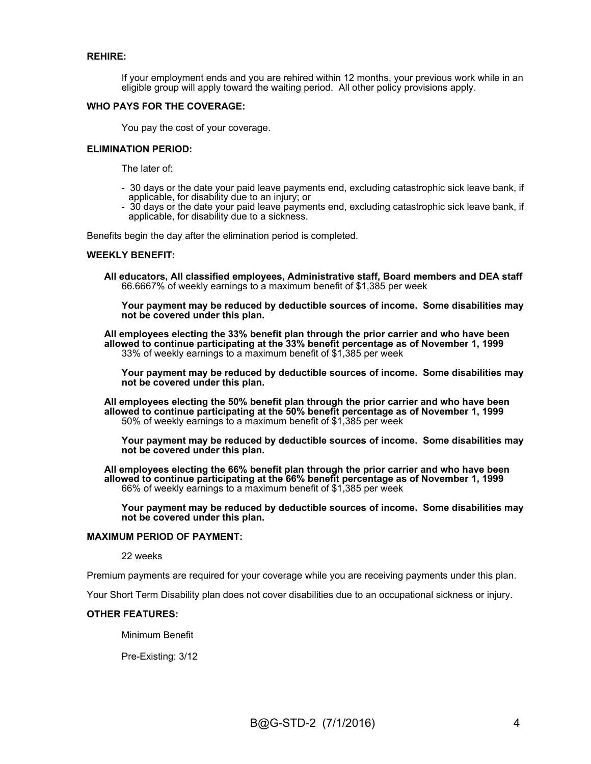**REHIRE:**

If your employment ends and you are rehired within 12 months, your previous work while in an eligible group will apply toward the waiting period. All other policy provisions apply.

**WHO PAYS FOR THE COVERAGE:**

You pay the cost of your coverage.

**ELIMINATION PERIOD:**

The later of:

- 30 days or the date your paid leave payments end, excluding catastrophic sick leave bank, if applicable, for disability due to an injury; or
- 30 days or the date your paid leave payments end, excluding catastrophic sick leave bank, if applicable, for disability due to a sickness.

Benefits begin the day after the elimination period is completed.

**WEEKLY BENEFIT:**

**All educators, All classified employees, Administrative staff, Board members and DEA staff**
66.6667% of weekly earnings to a maximum benefit of $1,385 per week

**Your payment may be reduced by deductible sources of income. Some disabilities may not be covered under this plan.**

**All employees electing the 33% benefit plan through the prior carrier and who have been allowed to continue participating at the 33% benefit percentage as of November 1, 1999**
33% of weekly earnings to a maximum benefit of $1,385 per week

**Your payment may be reduced by deductible sources of income. Some disabilities may not be covered under this plan.**

**All employees electing the 50% benefit plan through the prior carrier and who have been allowed to continue participating at the 50% benefit percentage as of November 1, 1999**
50% of weekly earnings to a maximum benefit of $1,385 per week

**Your payment may be reduced by deductible sources of income. Some disabilities may not be covered under this plan.**

**All employees electing the 66% benefit plan through the prior carrier and who have been allowed to continue participating at the 66% benefit percentage as of November 1, 1999**
66% of weekly earnings to a maximum benefit of $1,385 per week

**Your payment may be reduced by deductible sources of income. Some disabilities may not be covered under this plan.**

**MAXIMUM PERIOD OF PAYMENT:**

22 weeks

Premium payments are required for your coverage while you are receiving payments under this plan.

Your Short Term Disability plan does not cover disabilities due to an occupational sickness or injury.

**OTHER FEATURES:**

Minimum Benefit

Pre-Existing: 3/12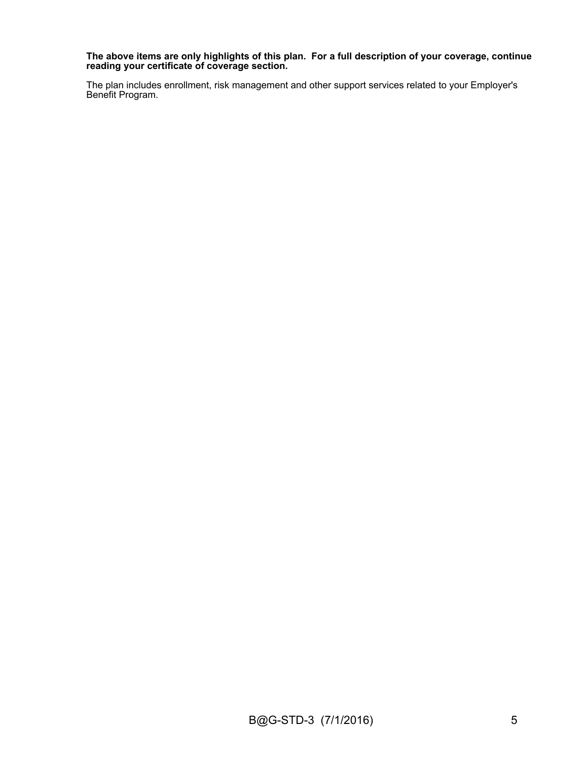**The above items are only highlights of this plan. For a full description of your coverage, continue reading your certificate of coverage section.**

The plan includes enrollment, risk management and other support services related to your Employer's Benefit Program.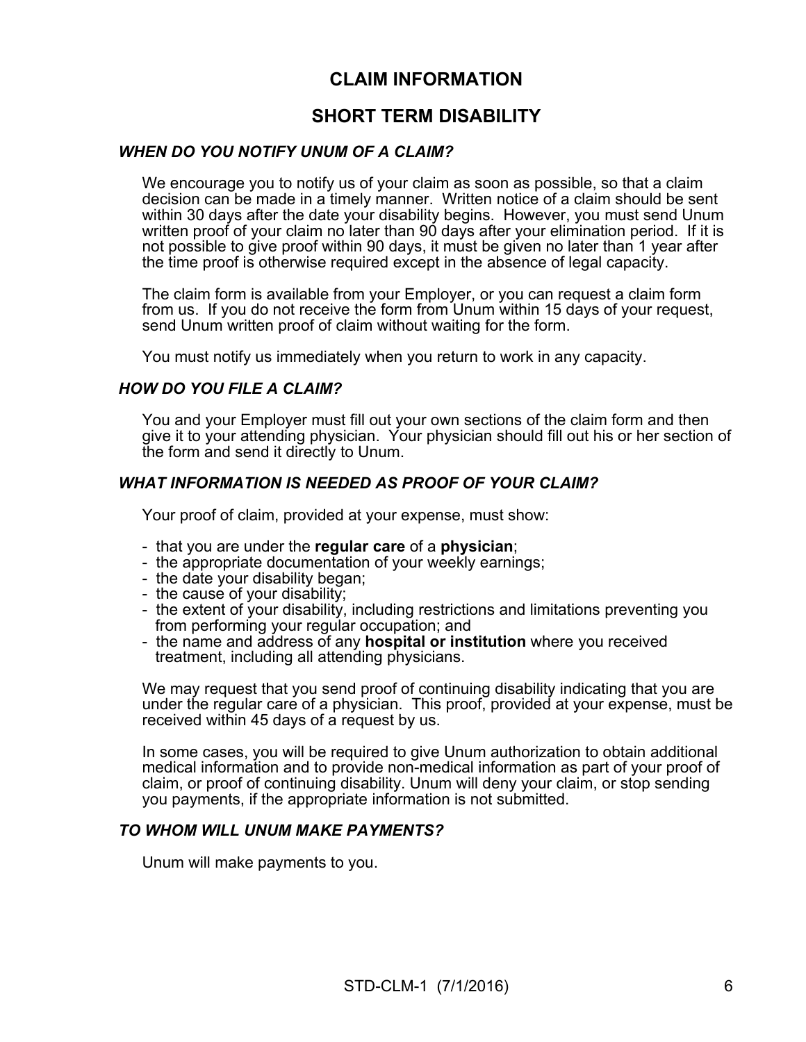# CLAIM INFORMATION

## SHORT TERM DISABILITY

### *WHEN DO YOU NOTIFY UNUM OF A CLAIM?*

We encourage you to notify us of your claim as soon as possible, so that a claim decision can be made in a timely manner. Written notice of a claim should be sent within 30 days after the date your disability begins. However, you must send Unum written proof of your claim no later than 90 days after your elimination period. If it is not possible to give proof within 90 days, it must be given no later than 1 year after the time proof is otherwise required except in the absence of legal capacity.

The claim form is available from your Employer, or you can request a claim form from us. If you do not receive the form from Unum within 15 days of your request, send Unum written proof of claim without waiting for the form.

You must notify us immediately when you return to work in any capacity.

### *HOW DO YOU FILE A CLAIM?*

You and your Employer must fill out your own sections of the claim form and then give it to your attending physician. Your physician should fill out his or her section of the form and send it directly to Unum.

### *WHAT INFORMATION IS NEEDED AS PROOF OF YOUR CLAIM?*

Your proof of claim, provided at your expense, must show:

- that you are under the **regular care** of a **physician**;
- the appropriate documentation of your weekly earnings;
- the date your disability began;
- the cause of your disability;
- the extent of your disability, including restrictions and limitations preventing you from performing your regular occupation; and
- the name and address of any **hospital or institution** where you received treatment, including all attending physicians.

We may request that you send proof of continuing disability indicating that you are under the regular care of a physician. This proof, provided at your expense, must be received within 45 days of a request by us.

In some cases, you will be required to give Unum authorization to obtain additional medical information and to provide non-medical information as part of your proof of claim, or proof of continuing disability. Unum will deny your claim, or stop sending you payments, if the appropriate information is not submitted.

### *TO WHOM WILL UNUM MAKE PAYMENTS?*

Unum will make payments to you.

STD-CLM-1 (7/1/2016)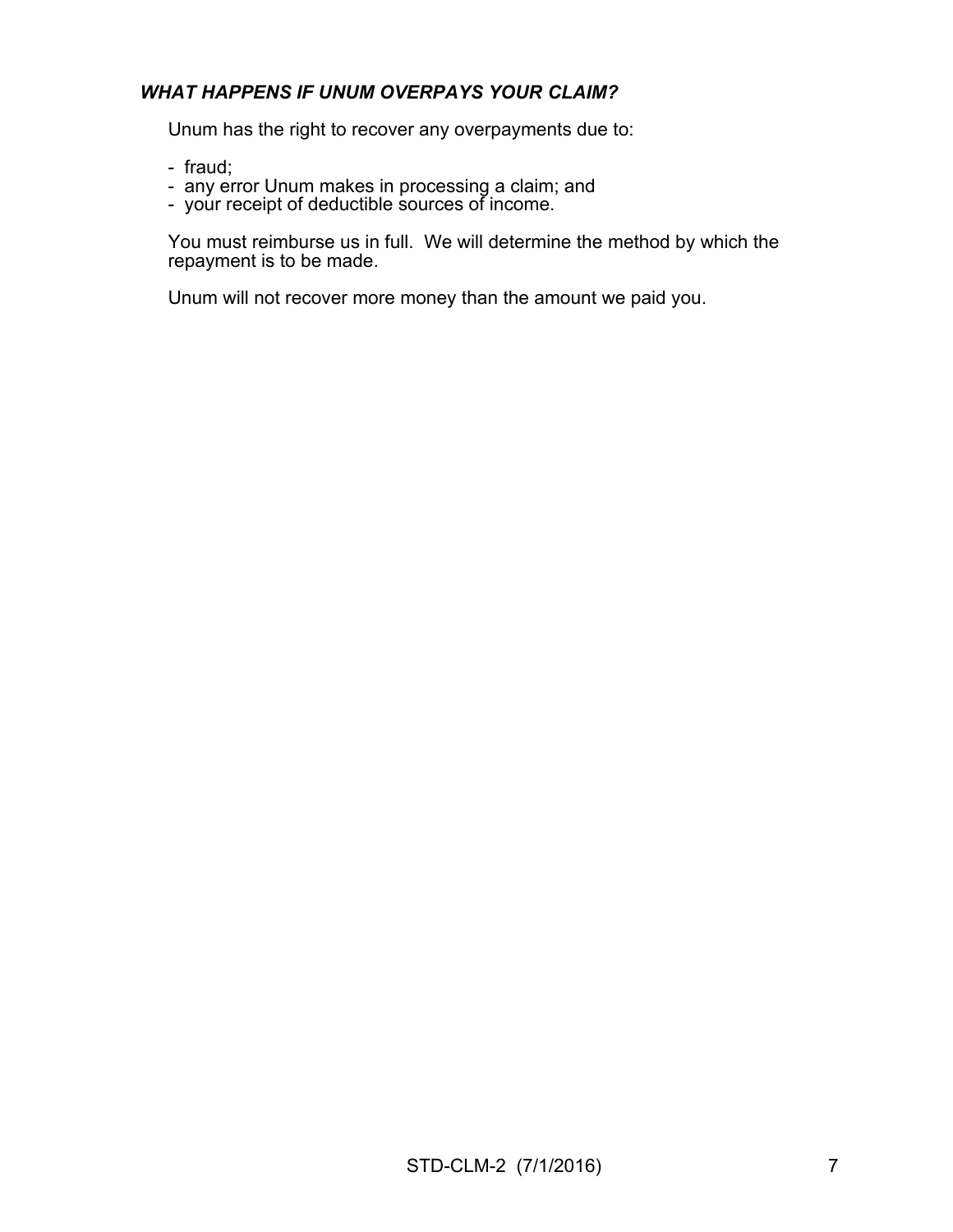### ***WHAT HAPPENS IF UNUM OVERPAYS YOUR CLAIM?***

Unum has the right to recover any overpayments due to:

- fraud;
- any error Unum makes in processing a claim; and
- your receipt of deductible sources of income.

You must reimburse us in full. We will determine the method by which the repayment is to be made.

Unum will not recover more money than the amount we paid you.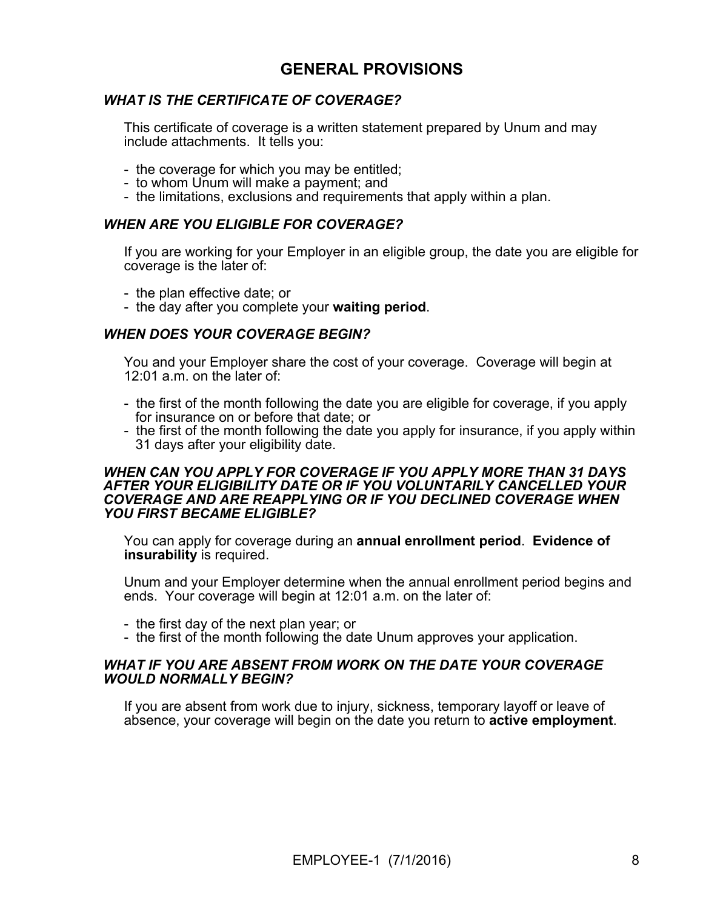# GENERAL PROVISIONS

### *WHAT IS THE CERTIFICATE OF COVERAGE?*

This certificate of coverage is a written statement prepared by Unum and may include attachments. It tells you:

- the coverage for which you may be entitled;
- to whom Unum will make a payment; and
- the limitations, exclusions and requirements that apply within a plan.

### *WHEN ARE YOU ELIGIBLE FOR COVERAGE?*

If you are working for your Employer in an eligible group, the date you are eligible for coverage is the later of:

- the plan effective date; or
- the day after you complete your **waiting period**.

### *WHEN DOES YOUR COVERAGE BEGIN?*

You and your Employer share the cost of your coverage. Coverage will begin at 12:01 a.m. on the later of:

- the first of the month following the date you are eligible for coverage, if you apply for insurance on or before that date; or
- the first of the month following the date you apply for insurance, if you apply within 31 days after your eligibility date.

### *WHEN CAN YOU APPLY FOR COVERAGE IF YOU APPLY MORE THAN 31 DAYS AFTER YOUR ELIGIBILITY DATE OR IF YOU VOLUNTARILY CANCELLED YOUR COVERAGE AND ARE REAPPLYING OR IF YOU DECLINED COVERAGE WHEN YOU FIRST BECAME ELIGIBLE?*

You can apply for coverage during an **annual enrollment period**. **Evidence of insurability** is required.

Unum and your Employer determine when the annual enrollment period begins and ends. Your coverage will begin at 12:01 a.m. on the later of:

- the first day of the next plan year; or
- the first of the month following the date Unum approves your application.

### *WHAT IF YOU ARE ABSENT FROM WORK ON THE DATE YOUR COVERAGE WOULD NORMALLY BEGIN?*

If you are absent from work due to injury, sickness, temporary layoff or leave of absence, your coverage will begin on the date you return to **active employment**.

EMPLOYEE-1 (7/1/2016)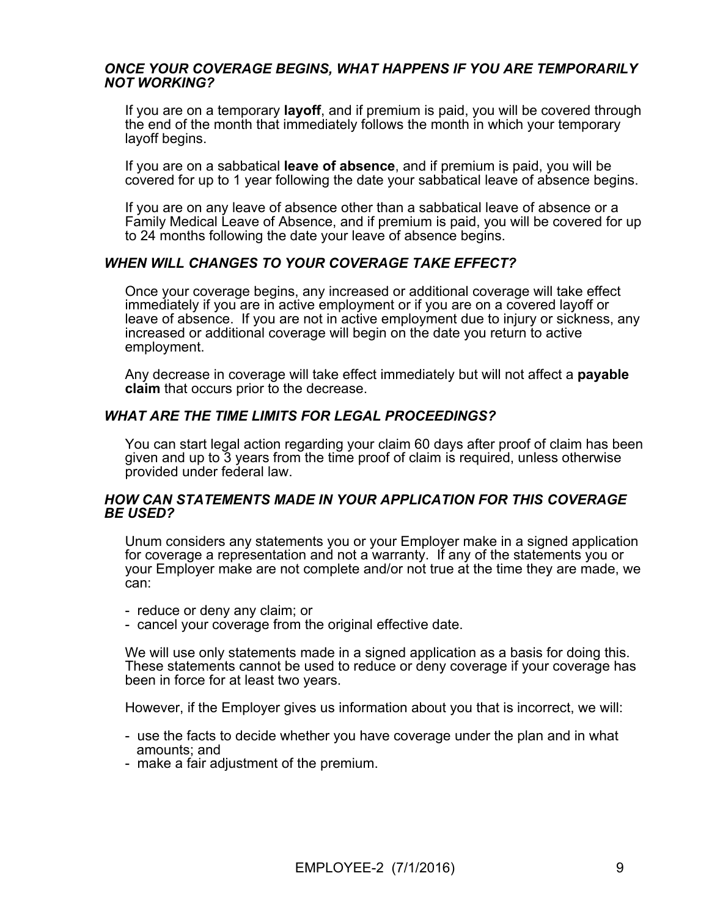### *ONCE YOUR COVERAGE BEGINS, WHAT HAPPENS IF YOU ARE TEMPORARILY NOT WORKING?*

If you are on a temporary **layoff**, and if premium is paid, you will be covered through the end of the month that immediately follows the month in which your temporary layoff begins.

If you are on a sabbatical **leave of absence**, and if premium is paid, you will be covered for up to 1 year following the date your sabbatical leave of absence begins.

If you are on any leave of absence other than a sabbatical leave of absence or a Family Medical Leave of Absence, and if premium is paid, you will be covered for up to 24 months following the date your leave of absence begins.

### *WHEN WILL CHANGES TO YOUR COVERAGE TAKE EFFECT?*

Once your coverage begins, any increased or additional coverage will take effect immediately if you are in active employment or if you are on a covered layoff or leave of absence. If you are not in active employment due to injury or sickness, any increased or additional coverage will begin on the date you return to active employment.

Any decrease in coverage will take effect immediately but will not affect a **payable claim** that occurs prior to the decrease.

### *WHAT ARE THE TIME LIMITS FOR LEGAL PROCEEDINGS?*

You can start legal action regarding your claim 60 days after proof of claim has been given and up to 3 years from the time proof of claim is required, unless otherwise provided under federal law.

### *HOW CAN STATEMENTS MADE IN YOUR APPLICATION FOR THIS COVERAGE BE USED?*

Unum considers any statements you or your Employer make in a signed application for coverage a representation and not a warranty. If any of the statements you or your Employer make are not complete and/or not true at the time they are made, we can:

- reduce or deny any claim; or
- cancel your coverage from the original effective date.

We will use only statements made in a signed application as a basis for doing this. These statements cannot be used to reduce or deny coverage if your coverage has been in force for at least two years.

However, if the Employer gives us information about you that is incorrect, we will:

- use the facts to decide whether you have coverage under the plan and in what amounts; and
- make a fair adjustment of the premium.

EMPLOYEE-2 (7/1/2016)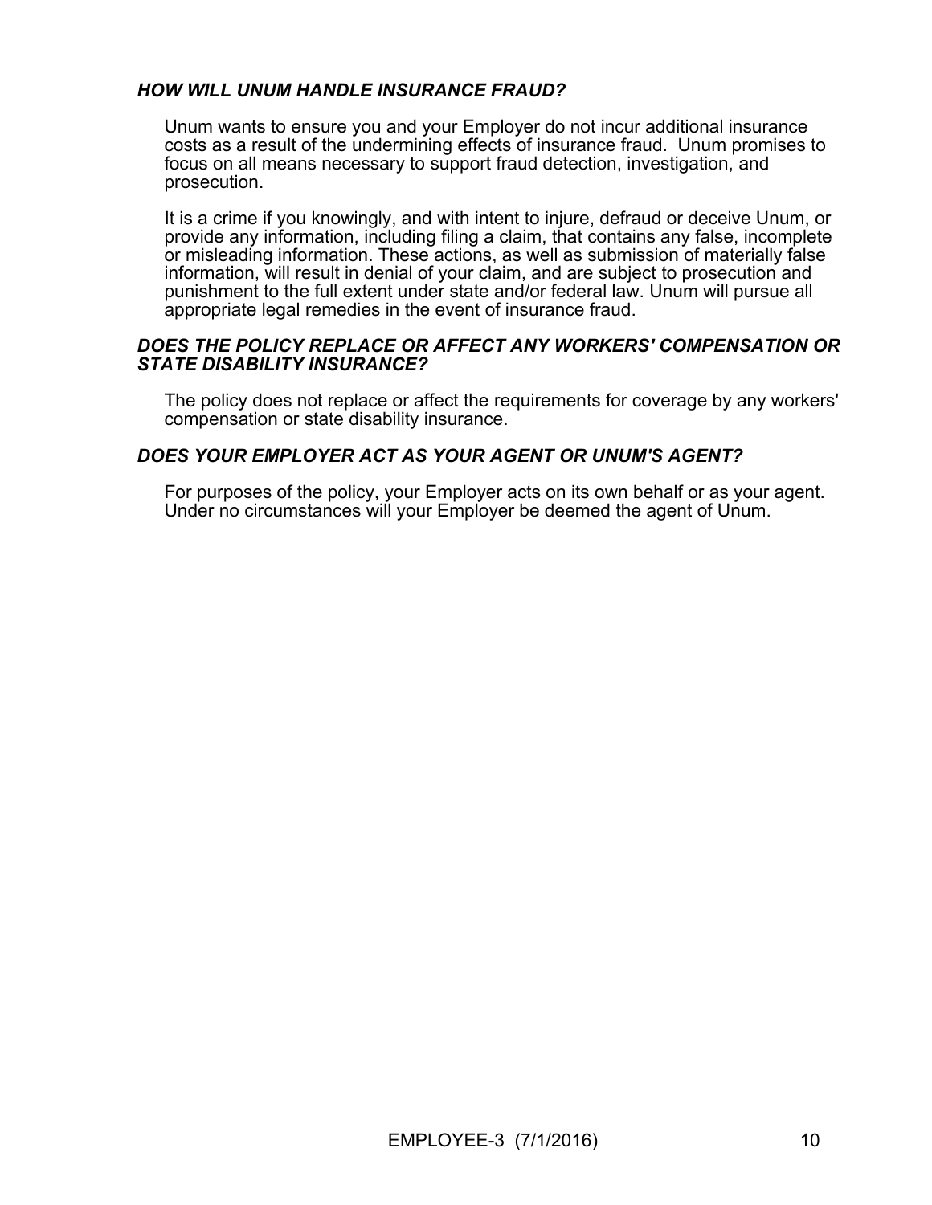### *HOW WILL UNUM HANDLE INSURANCE FRAUD?*

Unum wants to ensure you and your Employer do not incur additional insurance costs as a result of the undermining effects of insurance fraud. Unum promises to focus on all means necessary to support fraud detection, investigation, and prosecution.

It is a crime if you knowingly, and with intent to injure, defraud or deceive Unum, or provide any information, including filing a claim, that contains any false, incomplete or misleading information. These actions, as well as submission of materially false information, will result in denial of your claim, and are subject to prosecution and punishment to the full extent under state and/or federal law. Unum will pursue all appropriate legal remedies in the event of insurance fraud.

### *DOES THE POLICY REPLACE OR AFFECT ANY WORKERS' COMPENSATION OR STATE DISABILITY INSURANCE?*

The policy does not replace or affect the requirements for coverage by any workers' compensation or state disability insurance.

### *DOES YOUR EMPLOYER ACT AS YOUR AGENT OR UNUM'S AGENT?*

For purposes of the policy, your Employer acts on its own behalf or as your agent. Under no circumstances will your Employer be deemed the agent of Unum.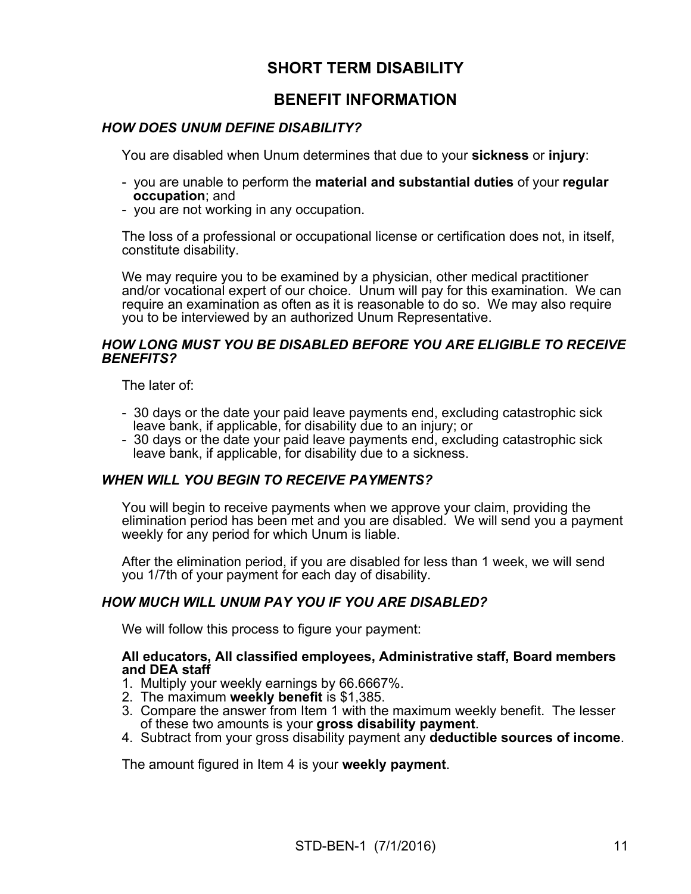# SHORT TERM DISABILITY

## BENEFIT INFORMATION

### *HOW DOES UNUM DEFINE DISABILITY?*

You are disabled when Unum determines that due to your **sickness** or **injury**:

- you are unable to perform the **material and substantial duties** of your **regular occupation**; and
- you are not working in any occupation.

The loss of a professional or occupational license or certification does not, in itself, constitute disability.

We may require you to be examined by a physician, other medical practitioner and/or vocational expert of our choice. Unum will pay for this examination. We can require an examination as often as it is reasonable to do so. We may also require you to be interviewed by an authorized Unum Representative.

### *HOW LONG MUST YOU BE DISABLED BEFORE YOU ARE ELIGIBLE TO RECEIVE BENEFITS?*

The later of:

- 30 days or the date your paid leave payments end, excluding catastrophic sick leave bank, if applicable, for disability due to an injury; or
- 30 days or the date your paid leave payments end, excluding catastrophic sick leave bank, if applicable, for disability due to a sickness.

### *WHEN WILL YOU BEGIN TO RECEIVE PAYMENTS?*

You will begin to receive payments when we approve your claim, providing the elimination period has been met and you are disabled. We will send you a payment weekly for any period for which Unum is liable.

After the elimination period, if you are disabled for less than 1 week, we will send you 1/7th of your payment for each day of disability.

### *HOW MUCH WILL UNUM PAY YOU IF YOU ARE DISABLED?*

We will follow this process to figure your payment:

**All educators, All classified employees, Administrative staff, Board members and DEA staff**

1. Multiply your weekly earnings by 66.6667%.
2. The maximum **weekly benefit** is $1,385.
3. Compare the answer from Item 1 with the maximum weekly benefit. The lesser of these two amounts is your **gross disability payment**.
4. Subtract from your gross disability payment any **deductible sources of income**.

The amount figured in Item 4 is your **weekly payment**.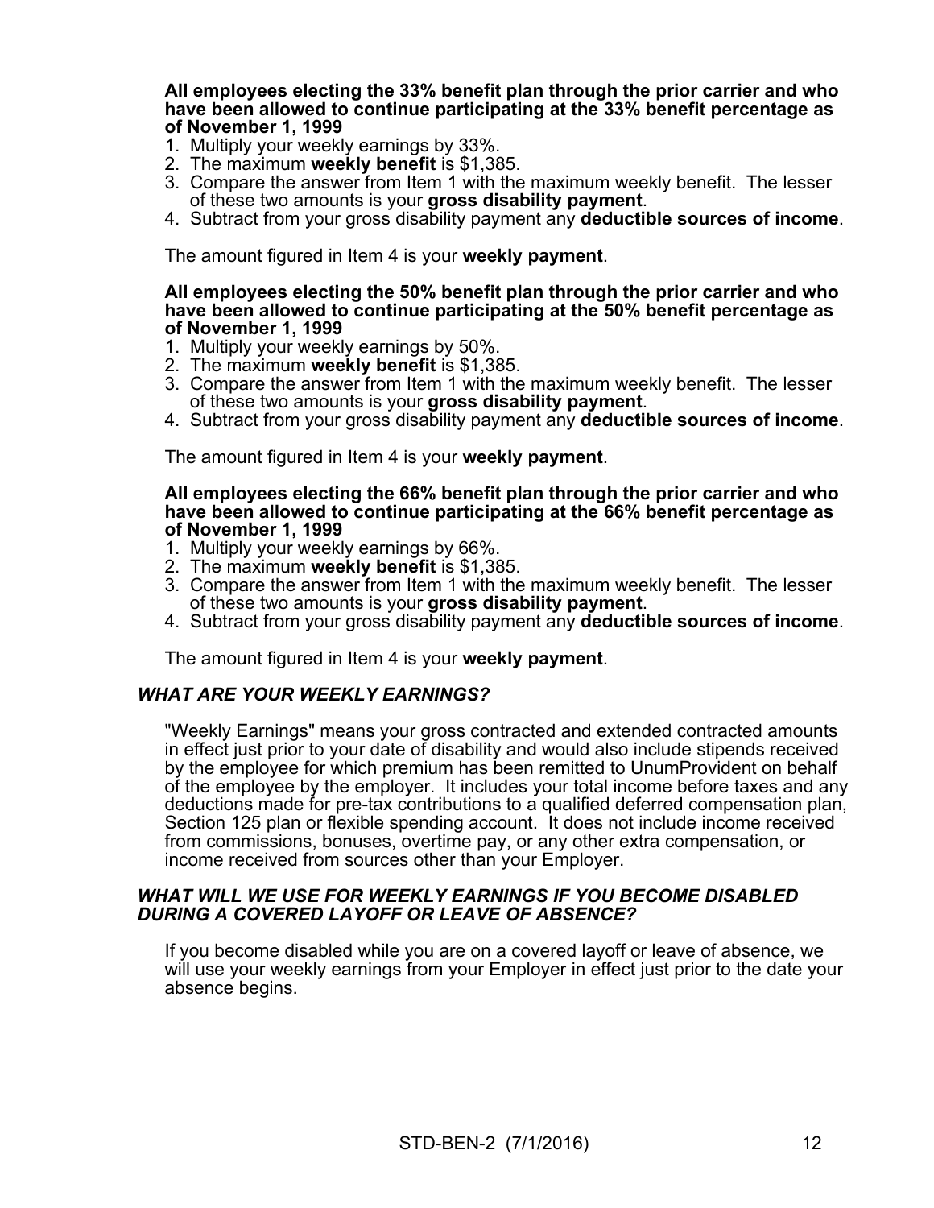**All employees electing the 33% benefit plan through the prior carrier and who have been allowed to continue participating at the 33% benefit percentage as of November 1, 1999**

1. Multiply your weekly earnings by 33%.
2. The maximum **weekly benefit** is $1,385.
3. Compare the answer from Item 1 with the maximum weekly benefit. The lesser of these two amounts is your **gross disability payment**.
4. Subtract from your gross disability payment any **deductible sources of income**.

The amount figured in Item 4 is your **weekly payment**.

**All employees electing the 50% benefit plan through the prior carrier and who have been allowed to continue participating at the 50% benefit percentage as of November 1, 1999**

1. Multiply your weekly earnings by 50%.
2. The maximum **weekly benefit** is $1,385.
3. Compare the answer from Item 1 with the maximum weekly benefit. The lesser of these two amounts is your **gross disability payment**.
4. Subtract from your gross disability payment any **deductible sources of income**.

The amount figured in Item 4 is your **weekly payment**.

**All employees electing the 66% benefit plan through the prior carrier and who have been allowed to continue participating at the 66% benefit percentage as of November 1, 1999**

1. Multiply your weekly earnings by 66%.
2. The maximum **weekly benefit** is $1,385.
3. Compare the answer from Item 1 with the maximum weekly benefit. The lesser of these two amounts is your **gross disability payment**.
4. Subtract from your gross disability payment any **deductible sources of income**.

The amount figured in Item 4 is your **weekly payment**.

### *WHAT ARE YOUR WEEKLY EARNINGS?*

"Weekly Earnings" means your gross contracted and extended contracted amounts in effect just prior to your date of disability and would also include stipends received by the employee for which premium has been remitted to UnumProvident on behalf of the employee by the employer. It includes your total income before taxes and any deductions made for pre-tax contributions to a qualified deferred compensation plan, Section 125 plan or flexible spending account. It does not include income received from commissions, bonuses, overtime pay, or any other extra compensation, or income received from sources other than your Employer.

### *WHAT WILL WE USE FOR WEEKLY EARNINGS IF YOU BECOME DISABLED DURING A COVERED LAYOFF OR LEAVE OF ABSENCE?*

If you become disabled while you are on a covered layoff or leave of absence, we will use your weekly earnings from your Employer in effect just prior to the date your absence begins.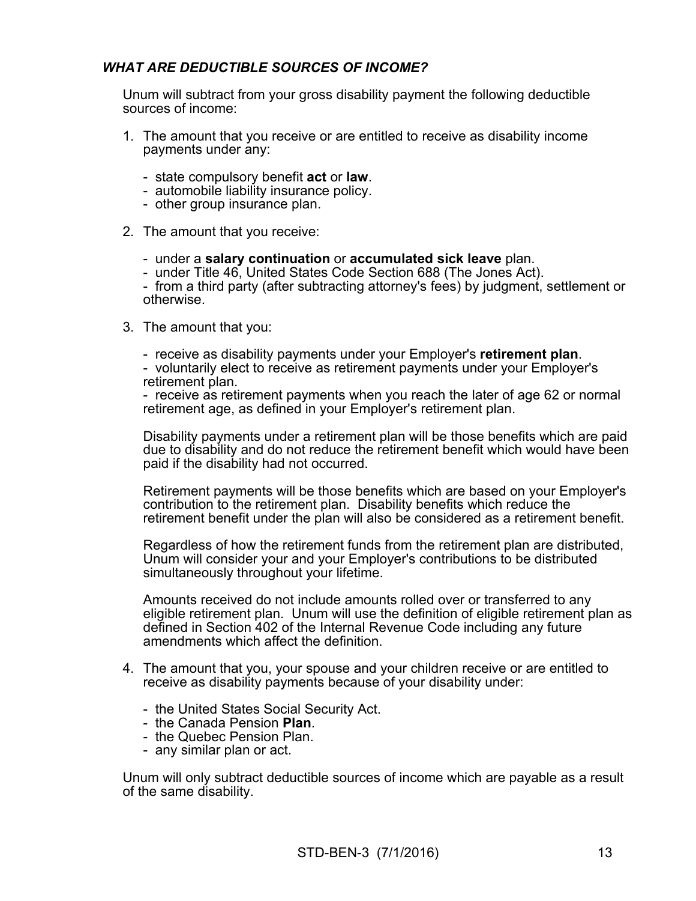### ***WHAT ARE DEDUCTIBLE SOURCES OF INCOME?***

Unum will subtract from your gross disability payment the following deductible sources of income:

1. The amount that you receive or are entitled to receive as disability income payments under any:

   - state compulsory benefit **act** or **law**.
   - automobile liability insurance policy.
   - other group insurance plan.

2. The amount that you receive:

   - under a **salary continuation** or **accumulated sick leave** plan.
   - under Title 46, United States Code Section 688 (The Jones Act).
   - from a third party (after subtracting attorney's fees) by judgment, settlement or otherwise.

3. The amount that you:

   - receive as disability payments under your Employer's **retirement plan**.
   - voluntarily elect to receive as retirement payments under your Employer's retirement plan.
   - receive as retirement payments when you reach the later of age 62 or normal retirement age, as defined in your Employer's retirement plan.

   Disability payments under a retirement plan will be those benefits which are paid due to disability and do not reduce the retirement benefit which would have been paid if the disability had not occurred.

   Retirement payments will be those benefits which are based on your Employer's contribution to the retirement plan. Disability benefits which reduce the retirement benefit under the plan will also be considered as a retirement benefit.

   Regardless of how the retirement funds from the retirement plan are distributed, Unum will consider your and your Employer's contributions to be distributed simultaneously throughout your lifetime.

   Amounts received do not include amounts rolled over or transferred to any eligible retirement plan. Unum will use the definition of eligible retirement plan as defined in Section 402 of the Internal Revenue Code including any future amendments which affect the definition.

4. The amount that you, your spouse and your children receive or are entitled to receive as disability payments because of your disability under:

   - the United States Social Security Act.
   - the Canada Pension **Plan**.
   - the Quebec Pension Plan.
   - any similar plan or act.

Unum will only subtract deductible sources of income which are payable as a result of the same disability.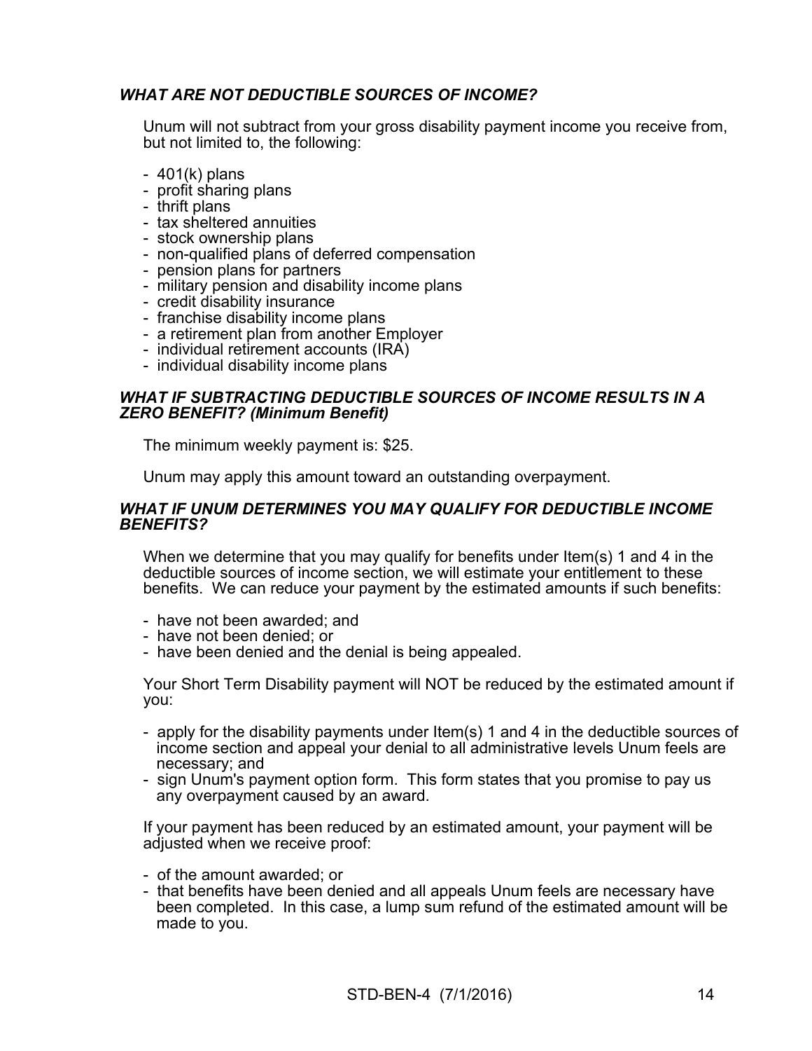### *WHAT ARE NOT DEDUCTIBLE SOURCES OF INCOME?*

Unum will not subtract from your gross disability payment income you receive from, but not limited to, the following:

- 401(k) plans
- profit sharing plans
- thrift plans
- tax sheltered annuities
- stock ownership plans
- non-qualified plans of deferred compensation
- pension plans for partners
- military pension and disability income plans
- credit disability insurance
- franchise disability income plans
- a retirement plan from another Employer
- individual retirement accounts (IRA)
- individual disability income plans

### *WHAT IF SUBTRACTING DEDUCTIBLE SOURCES OF INCOME RESULTS IN A ZERO BENEFIT? (Minimum Benefit)*

The minimum weekly payment is: $25.

Unum may apply this amount toward an outstanding overpayment.

### *WHAT IF UNUM DETERMINES YOU MAY QUALIFY FOR DEDUCTIBLE INCOME BENEFITS?*

When we determine that you may qualify for benefits under Item(s) 1 and 4 in the deductible sources of income section, we will estimate your entitlement to these benefits. We can reduce your payment by the estimated amounts if such benefits:

- have not been awarded; and
- have not been denied; or
- have been denied and the denial is being appealed.

Your Short Term Disability payment will NOT be reduced by the estimated amount if you:

- apply for the disability payments under Item(s) 1 and 4 in the deductible sources of income section and appeal your denial to all administrative levels Unum feels are necessary; and
- sign Unum's payment option form. This form states that you promise to pay us any overpayment caused by an award.

If your payment has been reduced by an estimated amount, your payment will be adjusted when we receive proof:

- of the amount awarded; or
- that benefits have been denied and all appeals Unum feels are necessary have been completed. In this case, a lump sum refund of the estimated amount will be made to you.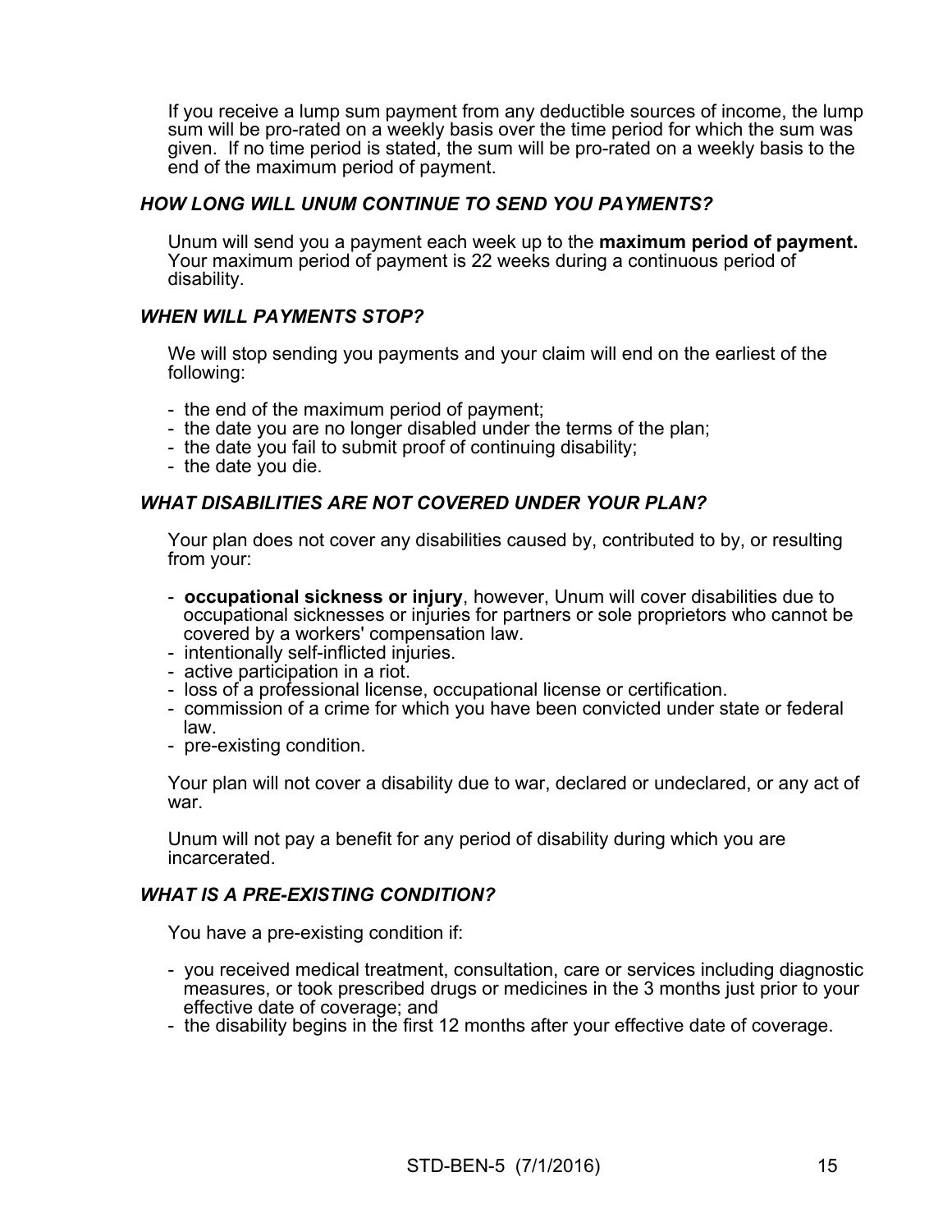If you receive a lump sum payment from any deductible sources of income, the lump sum will be pro-rated on a weekly basis over the time period for which the sum was given. If no time period is stated, the sum will be pro-rated on a weekly basis to the end of the maximum period of payment.

### *HOW LONG WILL UNUM CONTINUE TO SEND YOU PAYMENTS?*

Unum will send you a payment each week up to the **maximum period of payment.** Your maximum period of payment is 22 weeks during a continuous period of disability.

### *WHEN WILL PAYMENTS STOP?*

We will stop sending you payments and your claim will end on the earliest of the following:

- the end of the maximum period of payment;
- the date you are no longer disabled under the terms of the plan;
- the date you fail to submit proof of continuing disability;
- the date you die.

### *WHAT DISABILITIES ARE NOT COVERED UNDER YOUR PLAN?*

Your plan does not cover any disabilities caused by, contributed to by, or resulting from your:

- **occupational sickness or injury**, however, Unum will cover disabilities due to occupational sicknesses or injuries for partners or sole proprietors who cannot be covered by a workers' compensation law.
- intentionally self-inflicted injuries.
- active participation in a riot.
- loss of a professional license, occupational license or certification.
- commission of a crime for which you have been convicted under state or federal law.
- pre-existing condition.

Your plan will not cover a disability due to war, declared or undeclared, or any act of war.

Unum will not pay a benefit for any period of disability during which you are incarcerated.

### *WHAT IS A PRE-EXISTING CONDITION?*

You have a pre-existing condition if:

- you received medical treatment, consultation, care or services including diagnostic measures, or took prescribed drugs or medicines in the 3 months just prior to your effective date of coverage; and
- the disability begins in the first 12 months after your effective date of coverage.

STD-BEN-5 (7/1/2016)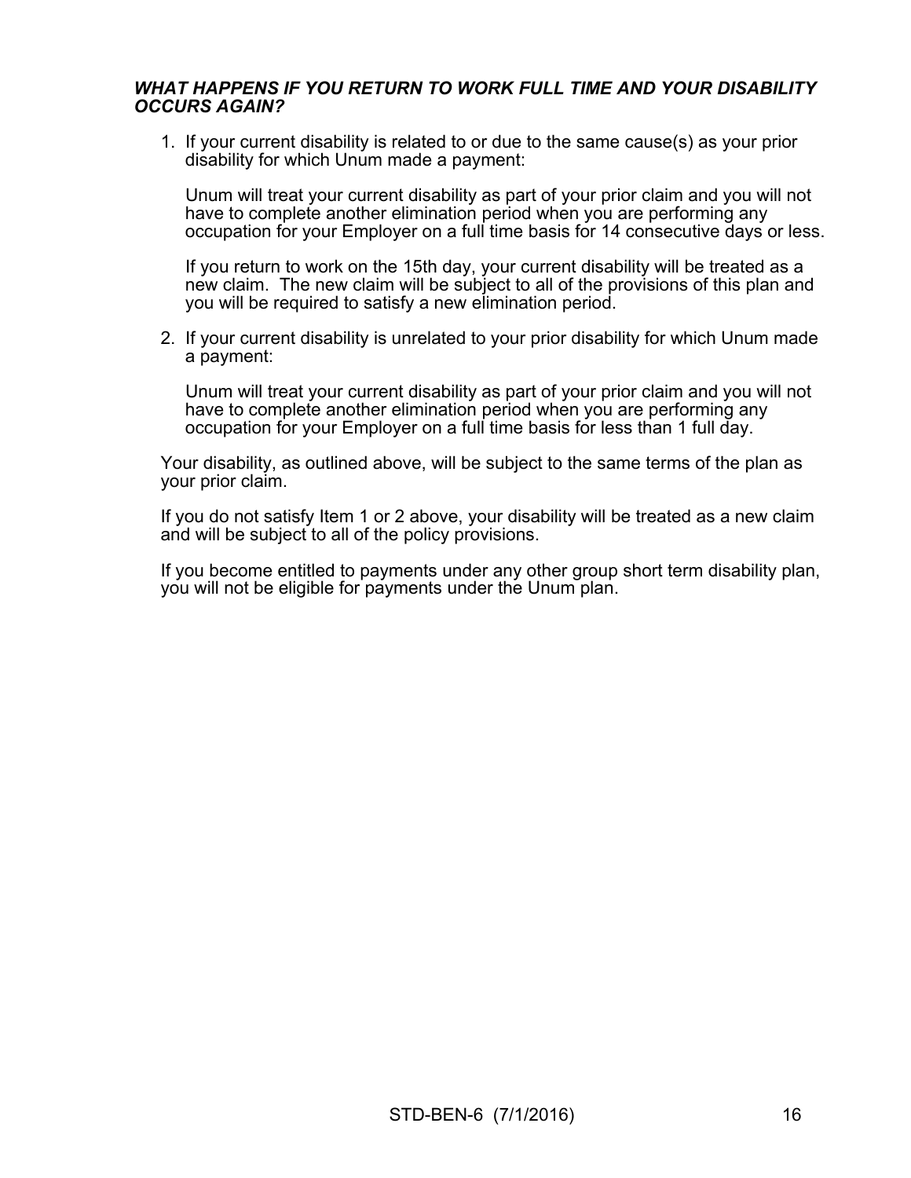### ***WHAT HAPPENS IF YOU RETURN TO WORK FULL TIME AND YOUR DISABILITY OCCURS AGAIN?***

1. If your current disability is related to or due to the same cause(s) as your prior disability for which Unum made a payment:

   Unum will treat your current disability as part of your prior claim and you will not have to complete another elimination period when you are performing any occupation for your Employer on a full time basis for 14 consecutive days or less.

   If you return to work on the 15th day, your current disability will be treated as a new claim. The new claim will be subject to all of the provisions of this plan and you will be required to satisfy a new elimination period.

2. If your current disability is unrelated to your prior disability for which Unum made a payment:

   Unum will treat your current disability as part of your prior claim and you will not have to complete another elimination period when you are performing any occupation for your Employer on a full time basis for less than 1 full day.

Your disability, as outlined above, will be subject to the same terms of the plan as your prior claim.

If you do not satisfy Item 1 or 2 above, your disability will be treated as a new claim and will be subject to all of the policy provisions.

If you become entitled to payments under any other group short term disability plan, you will not be eligible for payments under the Unum plan.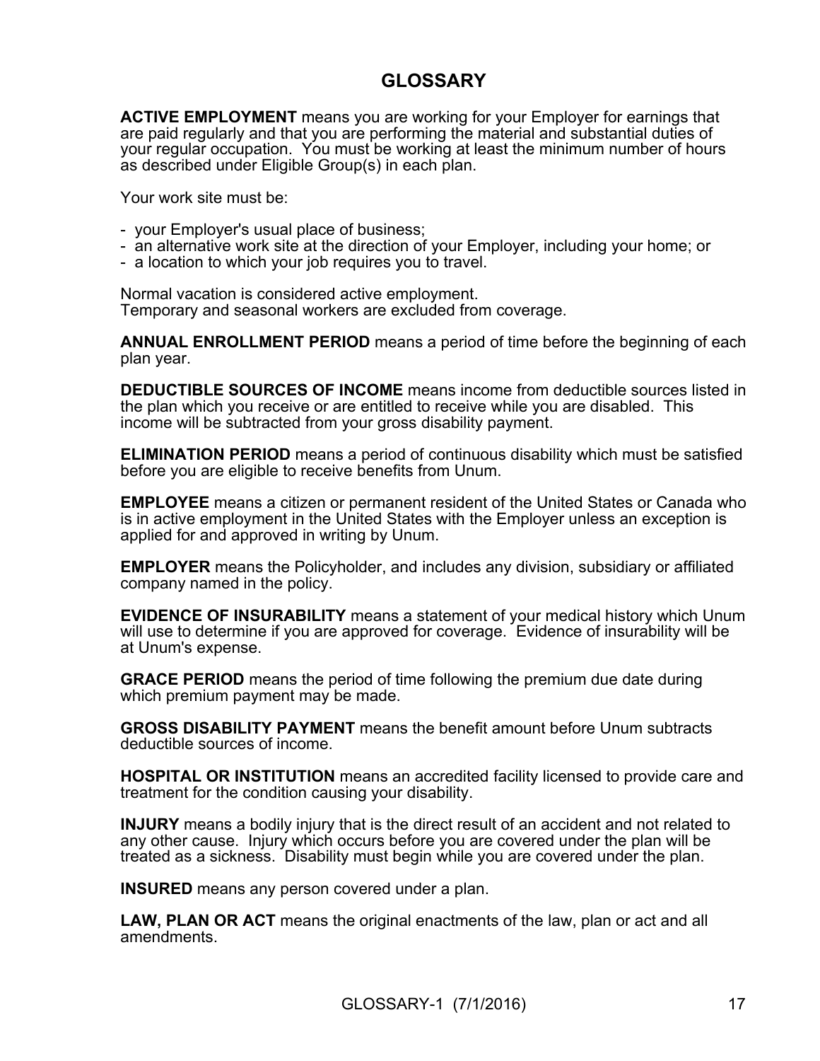# GLOSSARY

**ACTIVE EMPLOYMENT** means you are working for your Employer for earnings that are paid regularly and that you are performing the material and substantial duties of your regular occupation. You must be working at least the minimum number of hours as described under Eligible Group(s) in each plan.

Your work site must be:

- your Employer's usual place of business;
- an alternative work site at the direction of your Employer, including your home; or
- a location to which your job requires you to travel.

Normal vacation is considered active employment.
Temporary and seasonal workers are excluded from coverage.

**ANNUAL ENROLLMENT PERIOD** means a period of time before the beginning of each plan year.

**DEDUCTIBLE SOURCES OF INCOME** means income from deductible sources listed in the plan which you receive or are entitled to receive while you are disabled. This income will be subtracted from your gross disability payment.

**ELIMINATION PERIOD** means a period of continuous disability which must be satisfied before you are eligible to receive benefits from Unum.

**EMPLOYEE** means a citizen or permanent resident of the United States or Canada who is in active employment in the United States with the Employer unless an exception is applied for and approved in writing by Unum.

**EMPLOYER** means the Policyholder, and includes any division, subsidiary or affiliated company named in the policy.

**EVIDENCE OF INSURABILITY** means a statement of your medical history which Unum will use to determine if you are approved for coverage. Evidence of insurability will be at Unum's expense.

**GRACE PERIOD** means the period of time following the premium due date during which premium payment may be made.

**GROSS DISABILITY PAYMENT** means the benefit amount before Unum subtracts deductible sources of income.

**HOSPITAL OR INSTITUTION** means an accredited facility licensed to provide care and treatment for the condition causing your disability.

**INJURY** means a bodily injury that is the direct result of an accident and not related to any other cause. Injury which occurs before you are covered under the plan will be treated as a sickness. Disability must begin while you are covered under the plan.

**INSURED** means any person covered under a plan.

**LAW, PLAN OR ACT** means the original enactments of the law, plan or act and all amendments.

GLOSSARY-1 (7/1/2016)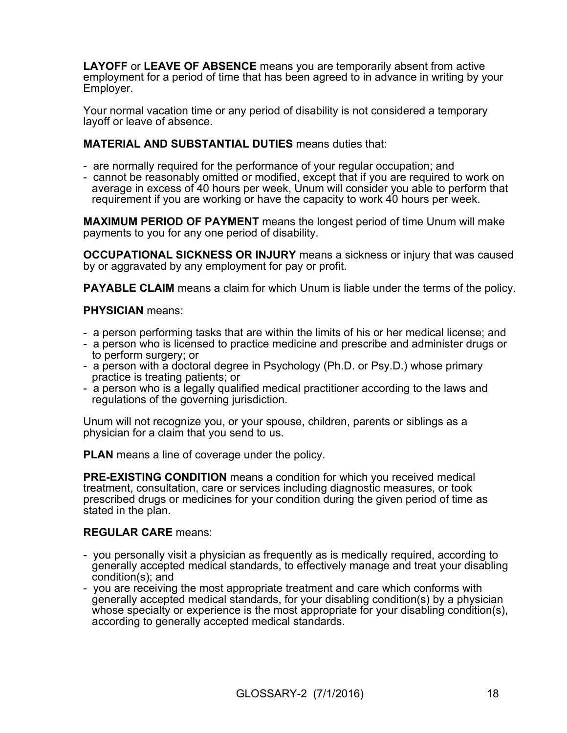**LAYOFF** or **LEAVE OF ABSENCE** means you are temporarily absent from active employment for a period of time that has been agreed to in advance in writing by your Employer.

Your normal vacation time or any period of disability is not considered a temporary layoff or leave of absence.

**MATERIAL AND SUBSTANTIAL DUTIES** means duties that:

- are normally required for the performance of your regular occupation; and
- cannot be reasonably omitted or modified, except that if you are required to work on average in excess of 40 hours per week, Unum will consider you able to perform that requirement if you are working or have the capacity to work 40 hours per week.

**MAXIMUM PERIOD OF PAYMENT** means the longest period of time Unum will make payments to you for any one period of disability.

**OCCUPATIONAL SICKNESS OR INJURY** means a sickness or injury that was caused by or aggravated by any employment for pay or profit.

**PAYABLE CLAIM** means a claim for which Unum is liable under the terms of the policy.

**PHYSICIAN** means:

- a person performing tasks that are within the limits of his or her medical license; and
- a person who is licensed to practice medicine and prescribe and administer drugs or to perform surgery; or
- a person with a doctoral degree in Psychology (Ph.D. or Psy.D.) whose primary practice is treating patients; or
- a person who is a legally qualified medical practitioner according to the laws and regulations of the governing jurisdiction.

Unum will not recognize you, or your spouse, children, parents or siblings as a physician for a claim that you send to us.

**PLAN** means a line of coverage under the policy.

**PRE-EXISTING CONDITION** means a condition for which you received medical treatment, consultation, care or services including diagnostic measures, or took prescribed drugs or medicines for your condition during the given period of time as stated in the plan.

**REGULAR CARE** means:

- you personally visit a physician as frequently as is medically required, according to generally accepted medical standards, to effectively manage and treat your disabling condition(s); and
- you are receiving the most appropriate treatment and care which conforms with generally accepted medical standards, for your disabling condition(s) by a physician whose specialty or experience is the most appropriate for your disabling condition(s), according to generally accepted medical standards.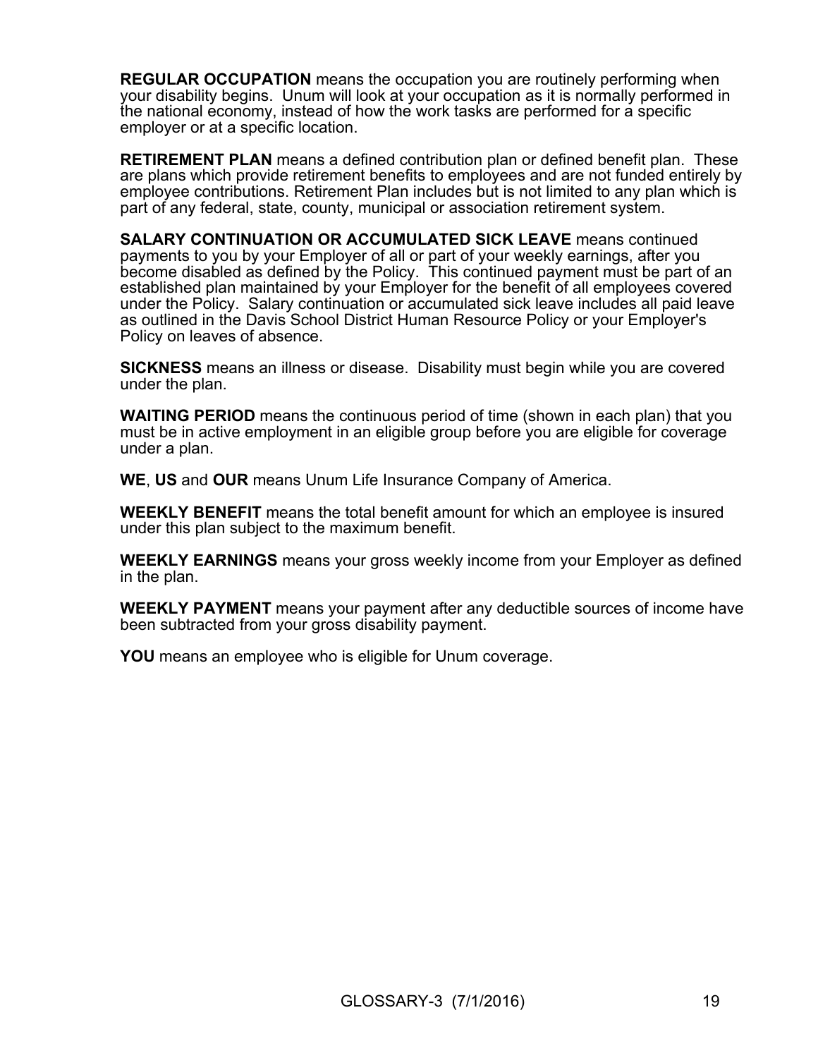**REGULAR OCCUPATION** means the occupation you are routinely performing when your disability begins. Unum will look at your occupation as it is normally performed in the national economy, instead of how the work tasks are performed for a specific employer or at a specific location.

**RETIREMENT PLAN** means a defined contribution plan or defined benefit plan. These are plans which provide retirement benefits to employees and are not funded entirely by employee contributions. Retirement Plan includes but is not limited to any plan which is part of any federal, state, county, municipal or association retirement system.

**SALARY CONTINUATION OR ACCUMULATED SICK LEAVE** means continued payments to you by your Employer of all or part of your weekly earnings, after you become disabled as defined by the Policy. This continued payment must be part of an established plan maintained by your Employer for the benefit of all employees covered under the Policy. Salary continuation or accumulated sick leave includes all paid leave as outlined in the Davis School District Human Resource Policy or your Employer's Policy on leaves of absence.

**SICKNESS** means an illness or disease. Disability must begin while you are covered under the plan.

**WAITING PERIOD** means the continuous period of time (shown in each plan) that you must be in active employment in an eligible group before you are eligible for coverage under a plan.

**WE**, **US** and **OUR** means Unum Life Insurance Company of America.

**WEEKLY BENEFIT** means the total benefit amount for which an employee is insured under this plan subject to the maximum benefit.

**WEEKLY EARNINGS** means your gross weekly income from your Employer as defined in the plan.

**WEEKLY PAYMENT** means your payment after any deductible sources of income have been subtracted from your gross disability payment.

**YOU** means an employee who is eligible for Unum coverage.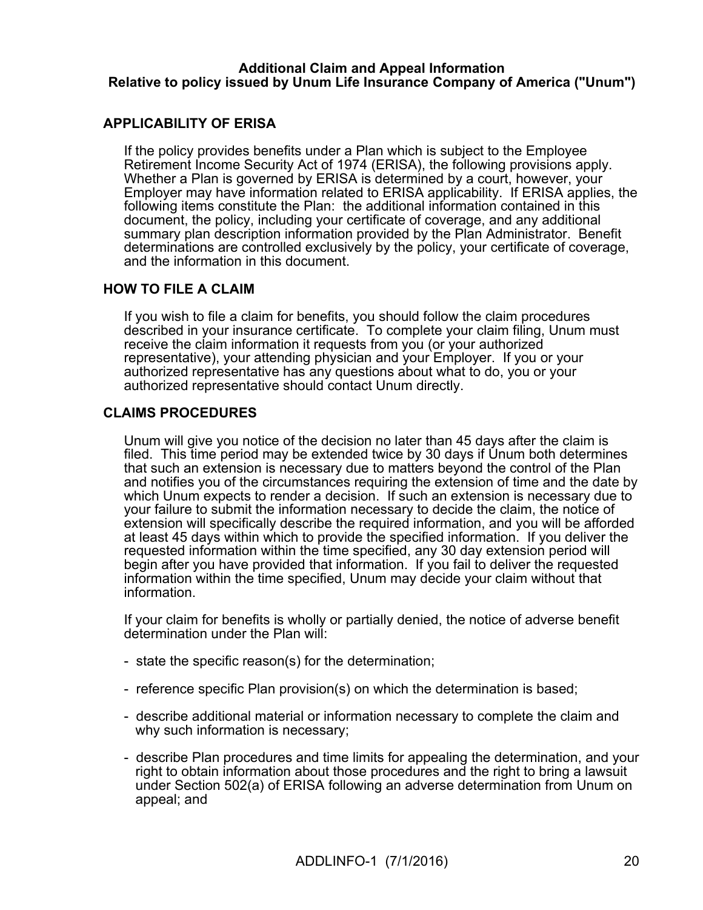**Additional Claim and Appeal Information**
**Relative to policy issued by Unum Life Insurance Company of America ("Unum")**

## APPLICABILITY OF ERISA

If the policy provides benefits under a Plan which is subject to the Employee Retirement Income Security Act of 1974 (ERISA), the following provisions apply. Whether a Plan is governed by ERISA is determined by a court, however, your Employer may have information related to ERISA applicability. If ERISA applies, the following items constitute the Plan: the additional information contained in this document, the policy, including your certificate of coverage, and any additional summary plan description information provided by the Plan Administrator. Benefit determinations are controlled exclusively by the policy, your certificate of coverage, and the information in this document.

## HOW TO FILE A CLAIM

If you wish to file a claim for benefits, you should follow the claim procedures described in your insurance certificate. To complete your claim filing, Unum must receive the claim information it requests from you (or your authorized representative), your attending physician and your Employer. If you or your authorized representative has any questions about what to do, you or your authorized representative should contact Unum directly.

## CLAIMS PROCEDURES

Unum will give you notice of the decision no later than 45 days after the claim is filed. This time period may be extended twice by 30 days if Unum both determines that such an extension is necessary due to matters beyond the control of the Plan and notifies you of the circumstances requiring the extension of time and the date by which Unum expects to render a decision. If such an extension is necessary due to your failure to submit the information necessary to decide the claim, the notice of extension will specifically describe the required information, and you will be afforded at least 45 days within which to provide the specified information. If you deliver the requested information within the time specified, any 30 day extension period will begin after you have provided that information. If you fail to deliver the requested information within the time specified, Unum may decide your claim without that information.

If your claim for benefits is wholly or partially denied, the notice of adverse benefit determination under the Plan will:

- state the specific reason(s) for the determination;
- reference specific Plan provision(s) on which the determination is based;
- describe additional material or information necessary to complete the claim and why such information is necessary;
- describe Plan procedures and time limits for appealing the determination, and your right to obtain information about those procedures and the right to bring a lawsuit under Section 502(a) of ERISA following an adverse determination from Unum on appeal; and

ADDLINFO-1 (7/1/2016)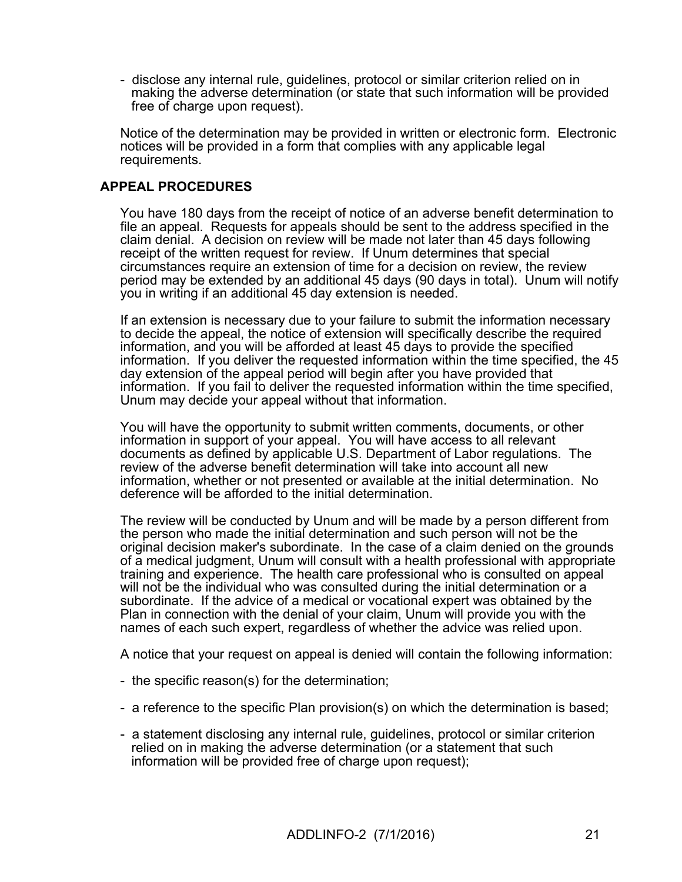- disclose any internal rule, guidelines, protocol or similar criterion relied on in making the adverse determination (or state that such information will be provided free of charge upon request).

Notice of the determination may be provided in written or electronic form. Electronic notices will be provided in a form that complies with any applicable legal requirements.

**APPEAL PROCEDURES**

You have 180 days from the receipt of notice of an adverse benefit determination to file an appeal. Requests for appeals should be sent to the address specified in the claim denial. A decision on review will be made not later than 45 days following receipt of the written request for review. If Unum determines that special circumstances require an extension of time for a decision on review, the review period may be extended by an additional 45 days (90 days in total). Unum will notify you in writing if an additional 45 day extension is needed.

If an extension is necessary due to your failure to submit the information necessary to decide the appeal, the notice of extension will specifically describe the required information, and you will be afforded at least 45 days to provide the specified information. If you deliver the requested information within the time specified, the 45 day extension of the appeal period will begin after you have provided that information. If you fail to deliver the requested information within the time specified, Unum may decide your appeal without that information.

You will have the opportunity to submit written comments, documents, or other information in support of your appeal. You will have access to all relevant documents as defined by applicable U.S. Department of Labor regulations. The review of the adverse benefit determination will take into account all new information, whether or not presented or available at the initial determination. No deference will be afforded to the initial determination.

The review will be conducted by Unum and will be made by a person different from the person who made the initial determination and such person will not be the original decision maker's subordinate. In the case of a claim denied on the grounds of a medical judgment, Unum will consult with a health professional with appropriate training and experience. The health care professional who is consulted on appeal will not be the individual who was consulted during the initial determination or a subordinate. If the advice of a medical or vocational expert was obtained by the Plan in connection with the denial of your claim, Unum will provide you with the names of each such expert, regardless of whether the advice was relied upon.

A notice that your request on appeal is denied will contain the following information:

- the specific reason(s) for the determination;
- a reference to the specific Plan provision(s) on which the determination is based;
- a statement disclosing any internal rule, guidelines, protocol or similar criterion relied on in making the adverse determination (or a statement that such information will be provided free of charge upon request);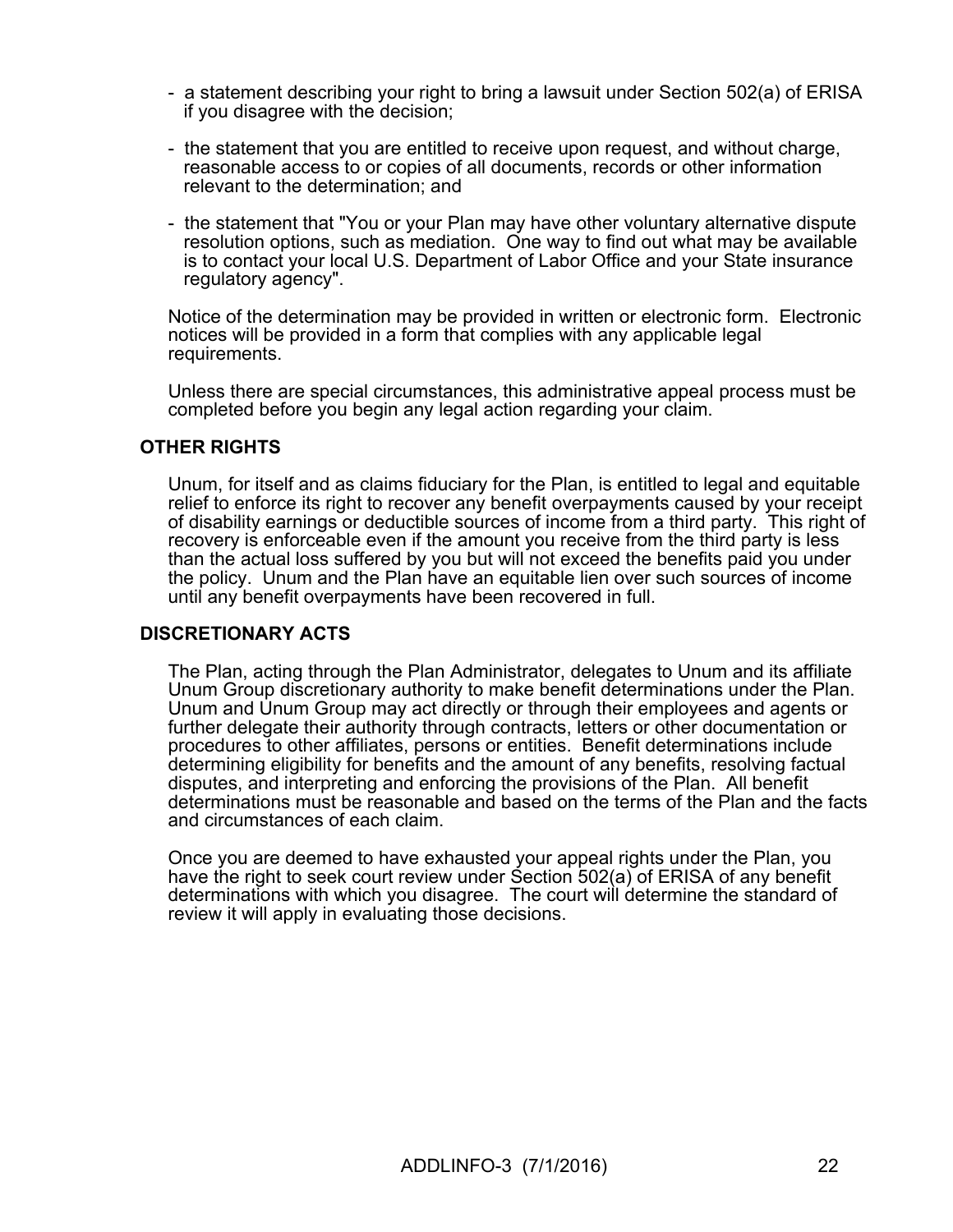- a statement describing your right to bring a lawsuit under Section 502(a) of ERISA if you disagree with the decision;
- the statement that you are entitled to receive upon request, and without charge, reasonable access to or copies of all documents, records or other information relevant to the determination; and
- the statement that "You or your Plan may have other voluntary alternative dispute resolution options, such as mediation. One way to find out what may be available is to contact your local U.S. Department of Labor Office and your State insurance regulatory agency".

Notice of the determination may be provided in written or electronic form. Electronic notices will be provided in a form that complies with any applicable legal requirements.

Unless there are special circumstances, this administrative appeal process must be completed before you begin any legal action regarding your claim.

**OTHER RIGHTS**

Unum, for itself and as claims fiduciary for the Plan, is entitled to legal and equitable relief to enforce its right to recover any benefit overpayments caused by your receipt of disability earnings or deductible sources of income from a third party. This right of recovery is enforceable even if the amount you receive from the third party is less than the actual loss suffered by you but will not exceed the benefits paid you under the policy. Unum and the Plan have an equitable lien over such sources of income until any benefit overpayments have been recovered in full.

**DISCRETIONARY ACTS**

The Plan, acting through the Plan Administrator, delegates to Unum and its affiliate Unum Group discretionary authority to make benefit determinations under the Plan. Unum and Unum Group may act directly or through their employees and agents or further delegate their authority through contracts, letters or other documentation or procedures to other affiliates, persons or entities. Benefit determinations include determining eligibility for benefits and the amount of any benefits, resolving factual disputes, and interpreting and enforcing the provisions of the Plan. All benefit determinations must be reasonable and based on the terms of the Plan and the facts and circumstances of each claim.

Once you are deemed to have exhausted your appeal rights under the Plan, you have the right to seek court review under Section 502(a) of ERISA of any benefit determinations with which you disagree. The court will determine the standard of review it will apply in evaluating those decisions.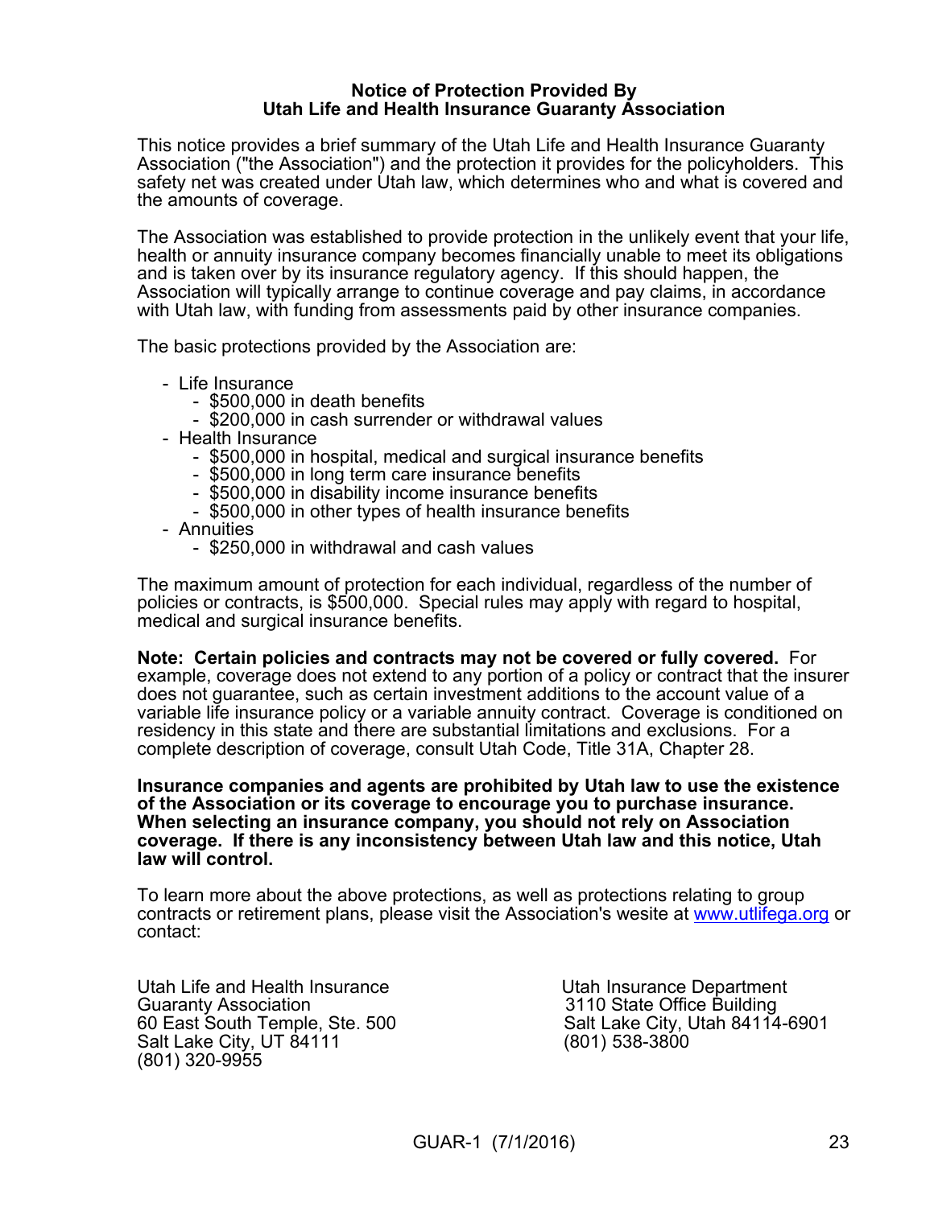# Notice of Protection Provided By Utah Life and Health Insurance Guaranty Association

This notice provides a brief summary of the Utah Life and Health Insurance Guaranty Association ("the Association") and the protection it provides for the policyholders. This safety net was created under Utah law, which determines who and what is covered and the amounts of coverage.

The Association was established to provide protection in the unlikely event that your life, health or annuity insurance company becomes financially unable to meet its obligations and is taken over by its insurance regulatory agency. If this should happen, the Association will typically arrange to continue coverage and pay claims, in accordance with Utah law, with funding from assessments paid by other insurance companies.

The basic protections provided by the Association are:

- Life Insurance
  - $500,000 in death benefits
  - $200,000 in cash surrender or withdrawal values
- Health Insurance
  - $500,000 in hospital, medical and surgical insurance benefits
  - $500,000 in long term care insurance benefits
  - $500,000 in disability income insurance benefits
  - $500,000 in other types of health insurance benefits
- Annuities
  - $250,000 in withdrawal and cash values

The maximum amount of protection for each individual, regardless of the number of policies or contracts, is $500,000. Special rules may apply with regard to hospital, medical and surgical insurance benefits.

**Note: Certain policies and contracts may not be covered or fully covered.** For example, coverage does not extend to any portion of a policy or contract that the insurer does not guarantee, such as certain investment additions to the account value of a variable life insurance policy or a variable annuity contract. Coverage is conditioned on residency in this state and there are substantial limitations and exclusions. For a complete description of coverage, consult Utah Code, Title 31A, Chapter 28.

**Insurance companies and agents are prohibited by Utah law to use the existence of the Association or its coverage to encourage you to purchase insurance. When selecting an insurance company, you should not rely on Association coverage. If there is any inconsistency between Utah law and this notice, Utah law will control.**

To learn more about the above protections, as well as protections relating to group contracts or retirement plans, please visit the Association's wesite at www.utlifega.org or contact:

Utah Life and Health Insurance Guaranty Association
60 East South Temple, Ste. 500
Salt Lake City, UT 84111
(801) 320-9955

Utah Insurance Department
3110 State Office Building
Salt Lake City, Utah 84114-6901
(801) 538-3800

GUAR-1 (7/1/2016)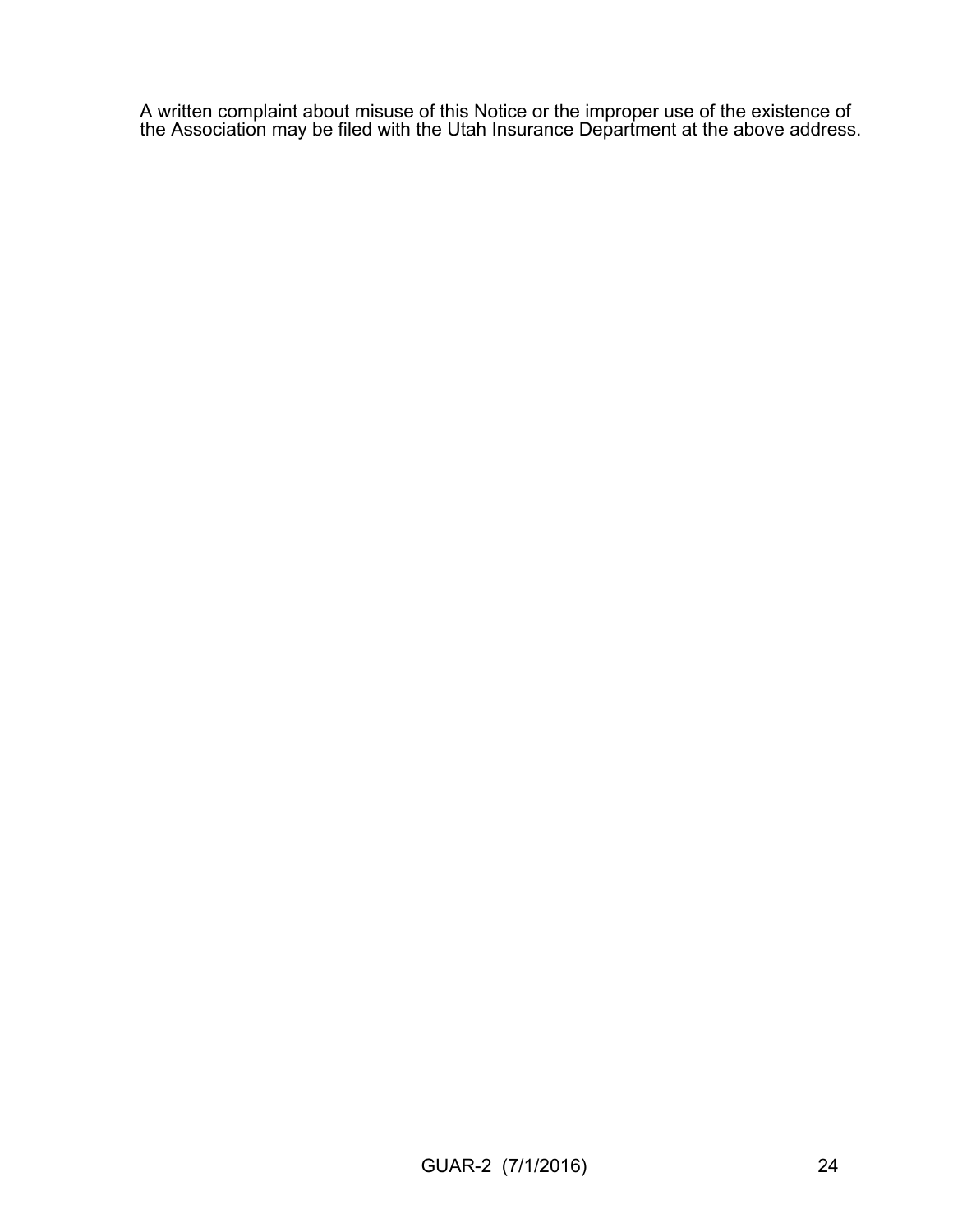A written complaint about misuse of this Notice or the improper use of the existence of the Association may be filed with the Utah Insurance Department at the above address.